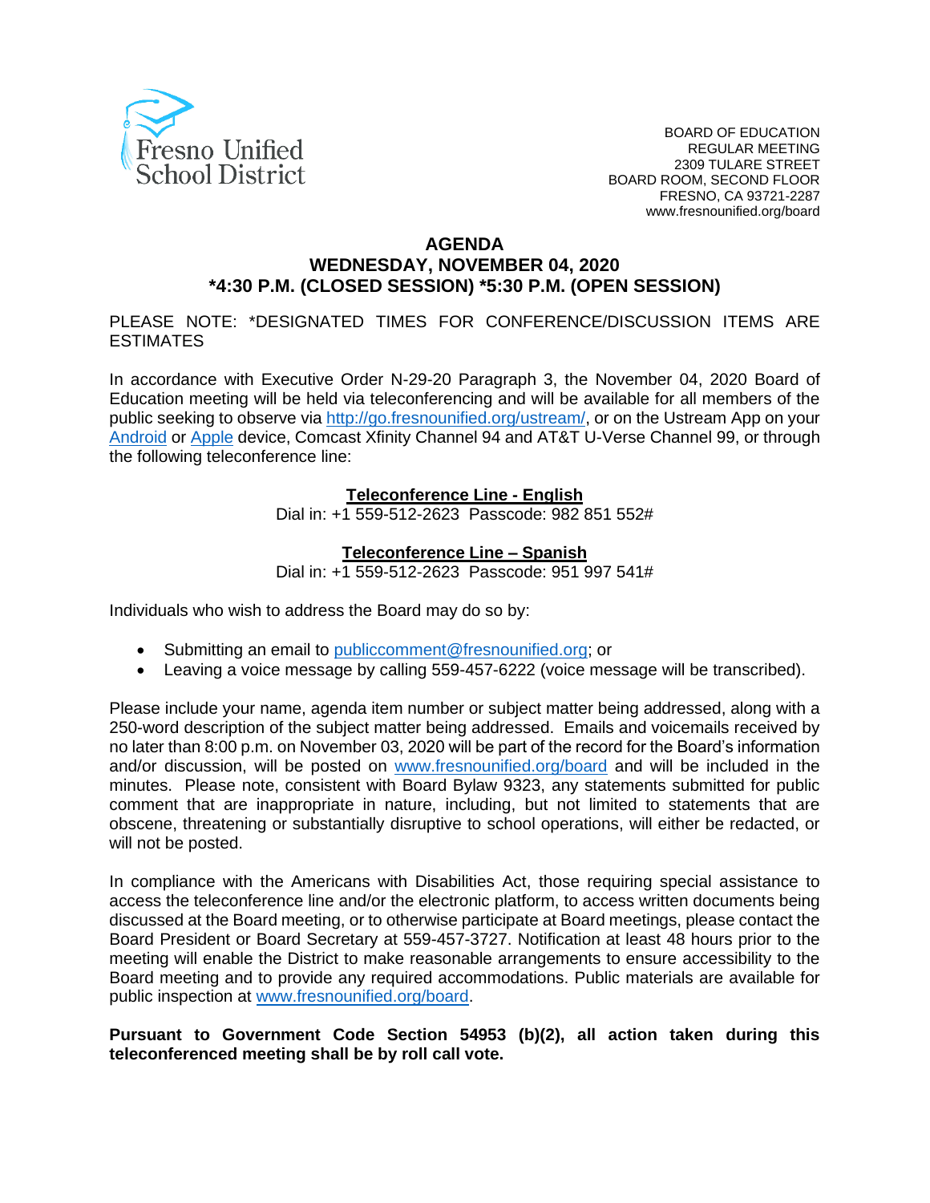Fresno Unified School District

BOARD OF EDUCATION
REGULAR MEETING
2309 TULARE STREET
BOARD ROOM, SECOND FLOOR
FRESNO, CA 93721-2287
www.fresnounified.org/board

# AGENDA
## WEDNESDAY, NOVEMBER 04, 2020
## *4:30 P.M. (CLOSED SESSION) *5:30 P.M. (OPEN SESSION)

PLEASE NOTE: *DESIGNATED TIMES FOR CONFERENCE/DISCUSSION ITEMS ARE ESTIMATES

In accordance with Executive Order N-29-20 Paragraph 3, the November 04, 2020 Board of Education meeting will be held via teleconferencing and will be available for all members of the public seeking to observe via http://go.fresnounified.org/ustream/, or on the Ustream App on your Android or Apple device, Comcast Xfinity Channel 94 and AT&T U-Verse Channel 99, or through the following teleconference line:

**Teleconference Line - English**
Dial in: +1 559-512-2623 Passcode: 982 851 552#

**Teleconference Line – Spanish**
Dial in: +1 559-512-2623 Passcode: 951 997 541#

Individuals who wish to address the Board may do so by:

- Submitting an email to publiccomment@fresnounified.org; or
- Leaving a voice message by calling 559-457-6222 (voice message will be transcribed).

Please include your name, agenda item number or subject matter being addressed, along with a 250-word description of the subject matter being addressed. Emails and voicemails received by no later than 8:00 p.m. on November 03, 2020 will be part of the record for the Board's information and/or discussion, will be posted on www.fresnounified.org/board and will be included in the minutes. Please note, consistent with Board Bylaw 9323, any statements submitted for public comment that are inappropriate in nature, including, but not limited to statements that are obscene, threatening or substantially disruptive to school operations, will either be redacted, or will not be posted.

In compliance with the Americans with Disabilities Act, those requiring special assistance to access the teleconference line and/or the electronic platform, to access written documents being discussed at the Board meeting, or to otherwise participate at Board meetings, please contact the Board President or Board Secretary at 559-457-3727. Notification at least 48 hours prior to the meeting will enable the District to make reasonable arrangements to ensure accessibility to the Board meeting and to provide any required accommodations. Public materials are available for public inspection at www.fresnounified.org/board.

**Pursuant to Government Code Section 54953 (b)(2), all action taken during this teleconferenced meeting shall be by roll call vote.**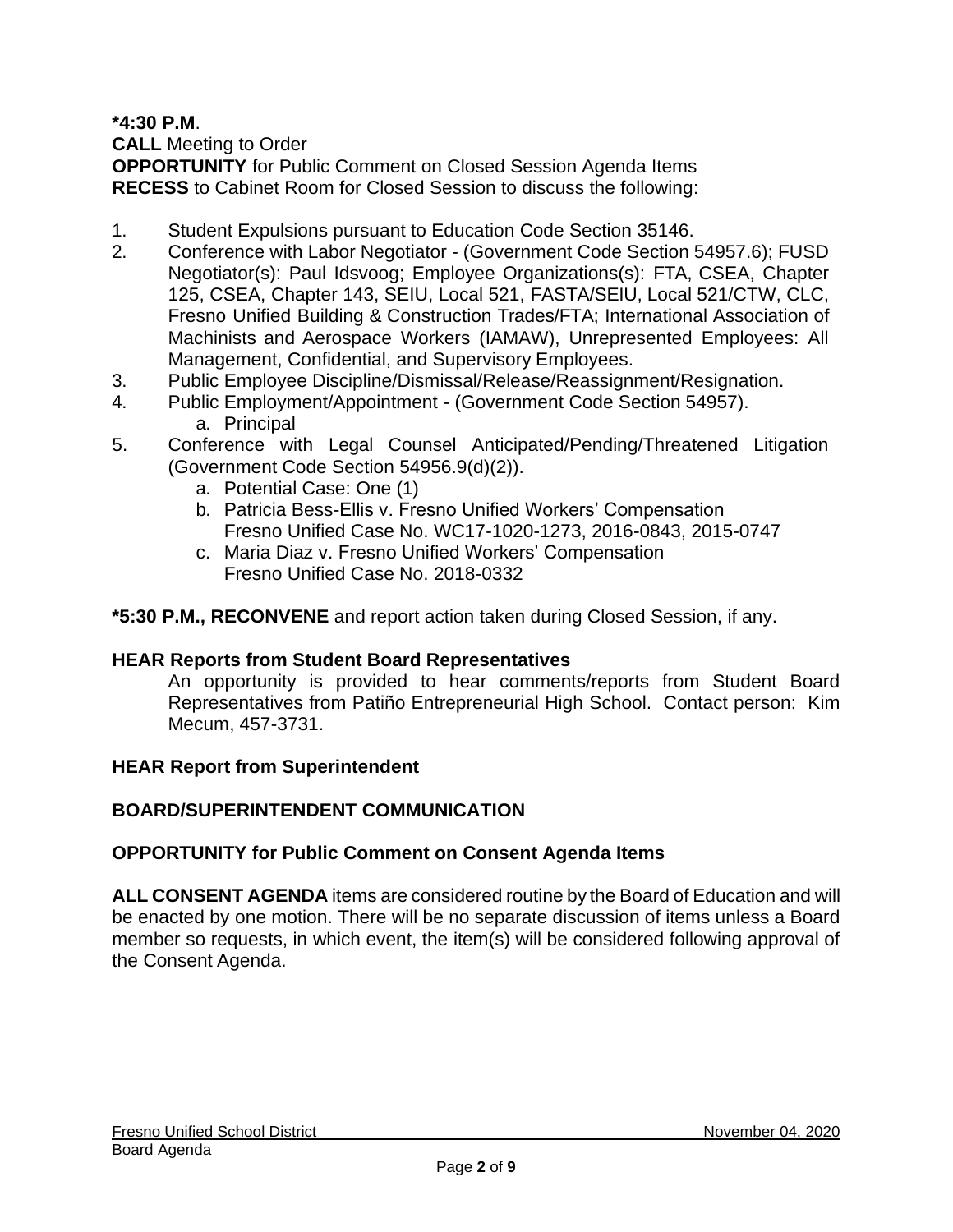**\*4:30 P.M**.
**CALL** Meeting to Order
**OPPORTUNITY** for Public Comment on Closed Session Agenda Items
**RECESS** to Cabinet Room for Closed Session to discuss the following:

1. Student Expulsions pursuant to Education Code Section 35146.
2. Conference with Labor Negotiator - (Government Code Section 54957.6); FUSD Negotiator(s): Paul Idsvoog; Employee Organizations(s): FTA, CSEA, Chapter 125, CSEA, Chapter 143, SEIU, Local 521, FASTA/SEIU, Local 521/CTW, CLC, Fresno Unified Building & Construction Trades/FTA; International Association of Machinists and Aerospace Workers (IAMAW), Unrepresented Employees: All Management, Confidential, and Supervisory Employees.
3. Public Employee Discipline/Dismissal/Release/Reassignment/Resignation.
4. Public Employment/Appointment - (Government Code Section 54957).
    a. Principal
5. Conference with Legal Counsel Anticipated/Pending/Threatened Litigation (Government Code Section 54956.9(d)(2)).
    a. Potential Case: One (1)
    b. Patricia Bess-Ellis v. Fresno Unified Workers' Compensation
       Fresno Unified Case No. WC17-1020-1273, 2016-0843, 2015-0747
    c. Maria Diaz v. Fresno Unified Workers' Compensation
       Fresno Unified Case No. 2018-0332

**\*5:30 P.M., RECONVENE** and report action taken during Closed Session, if any.

**HEAR Reports from Student Board Representatives**

An opportunity is provided to hear comments/reports from Student Board Representatives from Patiño Entrepreneurial High School. Contact person: Kim Mecum, 457-3731.

**HEAR Report from Superintendent**

**BOARD/SUPERINTENDENT COMMUNICATION**

**OPPORTUNITY for Public Comment on Consent Agenda Items**

**ALL CONSENT AGENDA** items are considered routine by the Board of Education and will be enacted by one motion. There will be no separate discussion of items unless a Board member so requests, in which event, the item(s) will be considered following approval of the Consent Agenda.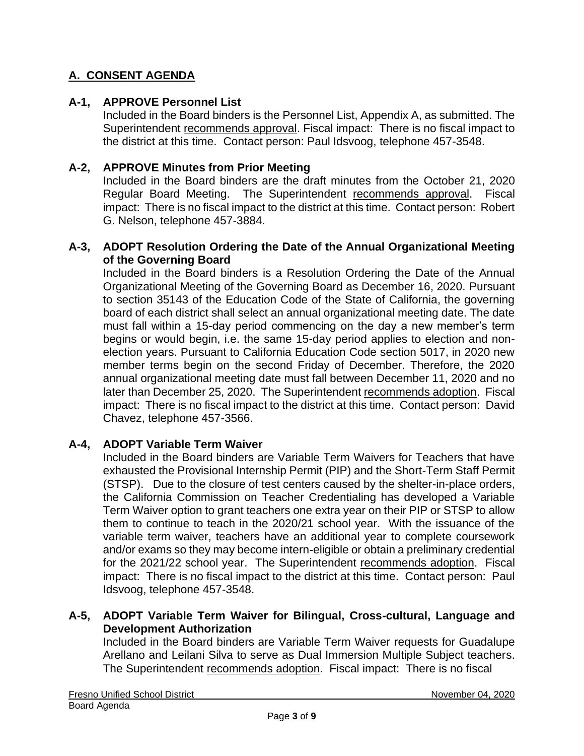## A. CONSENT AGENDA

**A-1, APPROVE Personnel List**

Included in the Board binders is the Personnel List, Appendix A, as submitted. The Superintendent recommends approval. Fiscal impact: There is no fiscal impact to the district at this time. Contact person: Paul Idsvoog, telephone 457-3548.

**A-2, APPROVE Minutes from Prior Meeting**

Included in the Board binders are the draft minutes from the October 21, 2020 Regular Board Meeting. The Superintendent recommends approval. Fiscal impact: There is no fiscal impact to the district at this time. Contact person: Robert G. Nelson, telephone 457-3884.

**A-3, ADOPT Resolution Ordering the Date of the Annual Organizational Meeting of the Governing Board**

Included in the Board binders is a Resolution Ordering the Date of the Annual Organizational Meeting of the Governing Board as December 16, 2020. Pursuant to section 35143 of the Education Code of the State of California, the governing board of each district shall select an annual organizational meeting date. The date must fall within a 15-day period commencing on the day a new member's term begins or would begin, i.e. the same 15-day period applies to election and non-election years. Pursuant to California Education Code section 5017, in 2020 new member terms begin on the second Friday of December. Therefore, the 2020 annual organizational meeting date must fall between December 11, 2020 and no later than December 25, 2020. The Superintendent recommends adoption. Fiscal impact: There is no fiscal impact to the district at this time. Contact person: David Chavez, telephone 457-3566.

**A-4, ADOPT Variable Term Waiver**

Included in the Board binders are Variable Term Waivers for Teachers that have exhausted the Provisional Internship Permit (PIP) and the Short-Term Staff Permit (STSP). Due to the closure of test centers caused by the shelter-in-place orders, the California Commission on Teacher Credentialing has developed a Variable Term Waiver option to grant teachers one extra year on their PIP or STSP to allow them to continue to teach in the 2020/21 school year. With the issuance of the variable term waiver, teachers have an additional year to complete coursework and/or exams so they may become intern-eligible or obtain a preliminary credential for the 2021/22 school year. The Superintendent recommends adoption. Fiscal impact: There is no fiscal impact to the district at this time. Contact person: Paul Idsvoog, telephone 457-3548.

**A-5, ADOPT Variable Term Waiver for Bilingual, Cross-cultural, Language and Development Authorization**

Included in the Board binders are Variable Term Waiver requests for Guadalupe Arellano and Leilani Silva to serve as Dual Immersion Multiple Subject teachers. The Superintendent recommends adoption. Fiscal impact: There is no fiscal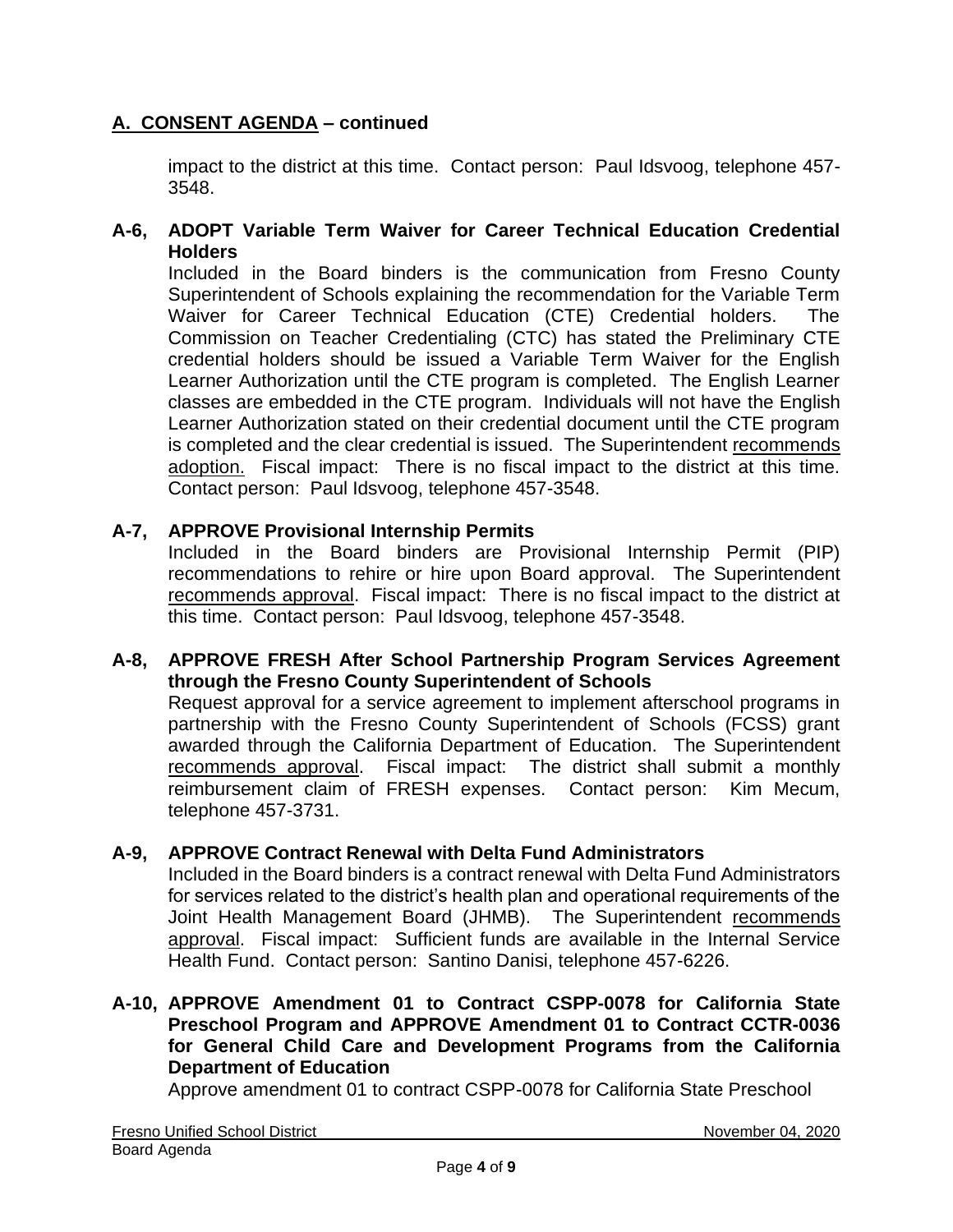## A. CONSENT AGENDA – continued

impact to the district at this time. Contact person: Paul Idsvoog, telephone 457-3548.

**A-6, ADOPT Variable Term Waiver for Career Technical Education Credential Holders**

Included in the Board binders is the communication from Fresno County Superintendent of Schools explaining the recommendation for the Variable Term Waiver for Career Technical Education (CTE) Credential holders. The Commission on Teacher Credentialing (CTC) has stated the Preliminary CTE credential holders should be issued a Variable Term Waiver for the English Learner Authorization until the CTE program is completed. The English Learner classes are embedded in the CTE program. Individuals will not have the English Learner Authorization stated on their credential document until the CTE program is completed and the clear credential is issued. The Superintendent recommends adoption. Fiscal impact: There is no fiscal impact to the district at this time. Contact person: Paul Idsvoog, telephone 457-3548.

**A-7, APPROVE Provisional Internship Permits**

Included in the Board binders are Provisional Internship Permit (PIP) recommendations to rehire or hire upon Board approval. The Superintendent recommends approval. Fiscal impact: There is no fiscal impact to the district at this time. Contact person: Paul Idsvoog, telephone 457-3548.

**A-8, APPROVE FRESH After School Partnership Program Services Agreement through the Fresno County Superintendent of Schools**

Request approval for a service agreement to implement afterschool programs in partnership with the Fresno County Superintendent of Schools (FCSS) grant awarded through the California Department of Education. The Superintendent recommends approval. Fiscal impact: The district shall submit a monthly reimbursement claim of FRESH expenses. Contact person: Kim Mecum, telephone 457-3731.

**A-9, APPROVE Contract Renewal with Delta Fund Administrators**

Included in the Board binders is a contract renewal with Delta Fund Administrators for services related to the district's health plan and operational requirements of the Joint Health Management Board (JHMB). The Superintendent recommends approval. Fiscal impact: Sufficient funds are available in the Internal Service Health Fund. Contact person: Santino Danisi, telephone 457-6226.

**A-10, APPROVE Amendment 01 to Contract CSPP-0078 for California State Preschool Program and APPROVE Amendment 01 to Contract CCTR-0036 for General Child Care and Development Programs from the California Department of Education**

Approve amendment 01 to contract CSPP-0078 for California State Preschool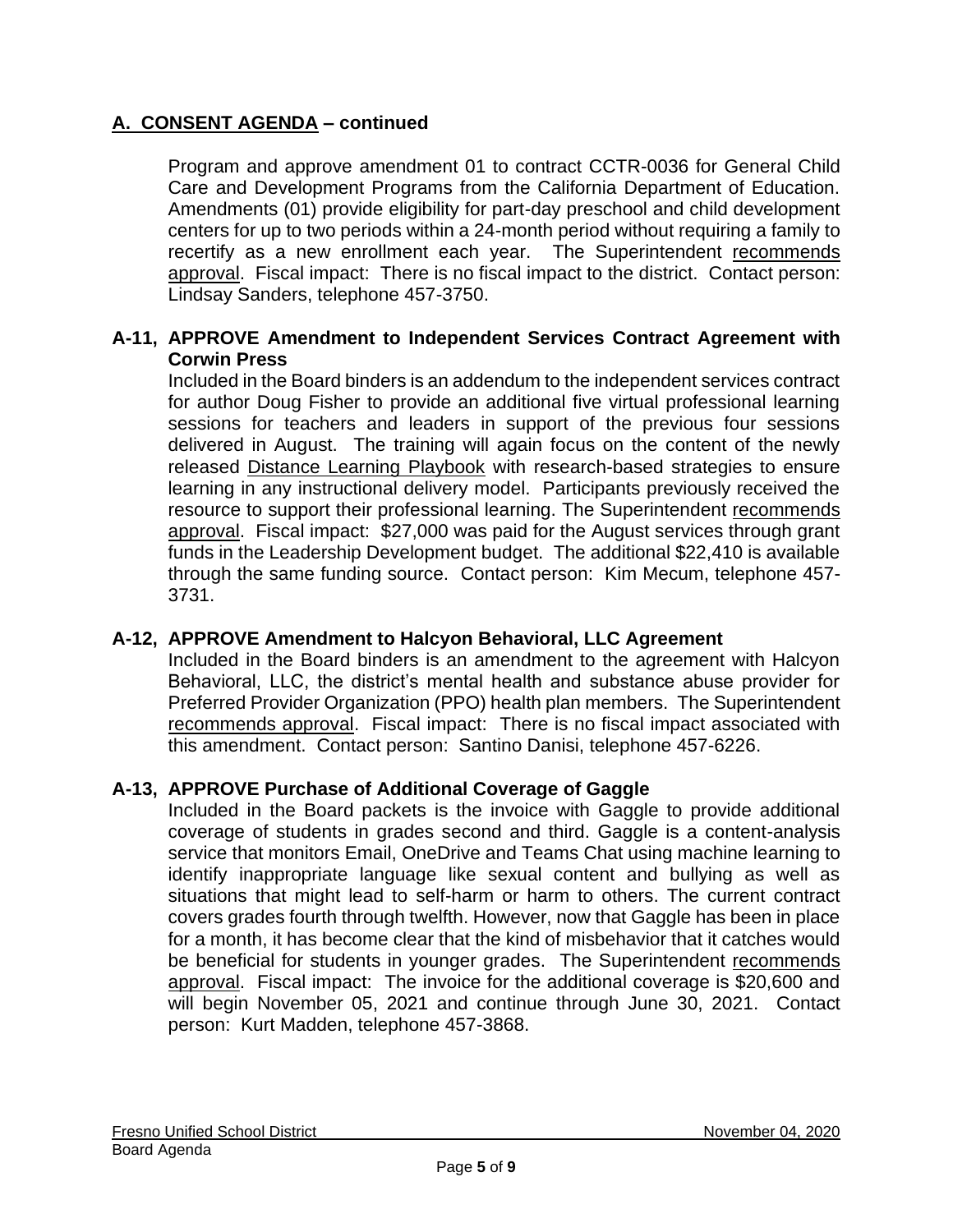## A. CONSENT AGENDA – continued

Program and approve amendment 01 to contract CCTR-0036 for General Child Care and Development Programs from the California Department of Education. Amendments (01) provide eligibility for part-day preschool and child development centers for up to two periods within a 24-month period without requiring a family to recertify as a new enrollment each year. The Superintendent recommends approval. Fiscal impact: There is no fiscal impact to the district. Contact person: Lindsay Sanders, telephone 457-3750.

### A-11, APPROVE Amendment to Independent Services Contract Agreement with Corwin Press

Included in the Board binders is an addendum to the independent services contract for author Doug Fisher to provide an additional five virtual professional learning sessions for teachers and leaders in support of the previous four sessions delivered in August. The training will again focus on the content of the newly released Distance Learning Playbook with research-based strategies to ensure learning in any instructional delivery model. Participants previously received the resource to support their professional learning. The Superintendent recommends approval. Fiscal impact: $27,000 was paid for the August services through grant funds in the Leadership Development budget. The additional $22,410 is available through the same funding source. Contact person: Kim Mecum, telephone 457-3731.

### A-12, APPROVE Amendment to Halcyon Behavioral, LLC Agreement

Included in the Board binders is an amendment to the agreement with Halcyon Behavioral, LLC, the district's mental health and substance abuse provider for Preferred Provider Organization (PPO) health plan members. The Superintendent recommends approval. Fiscal impact: There is no fiscal impact associated with this amendment. Contact person: Santino Danisi, telephone 457-6226.

### A-13, APPROVE Purchase of Additional Coverage of Gaggle

Included in the Board packets is the invoice with Gaggle to provide additional coverage of students in grades second and third. Gaggle is a content-analysis service that monitors Email, OneDrive and Teams Chat using machine learning to identify inappropriate language like sexual content and bullying as well as situations that might lead to self-harm or harm to others. The current contract covers grades fourth through twelfth. However, now that Gaggle has been in place for a month, it has become clear that the kind of misbehavior that it catches would be beneficial for students in younger grades. The Superintendent recommends approval. Fiscal impact: The invoice for the additional coverage is $20,600 and will begin November 05, 2021 and continue through June 30, 2021. Contact person: Kurt Madden, telephone 457-3868.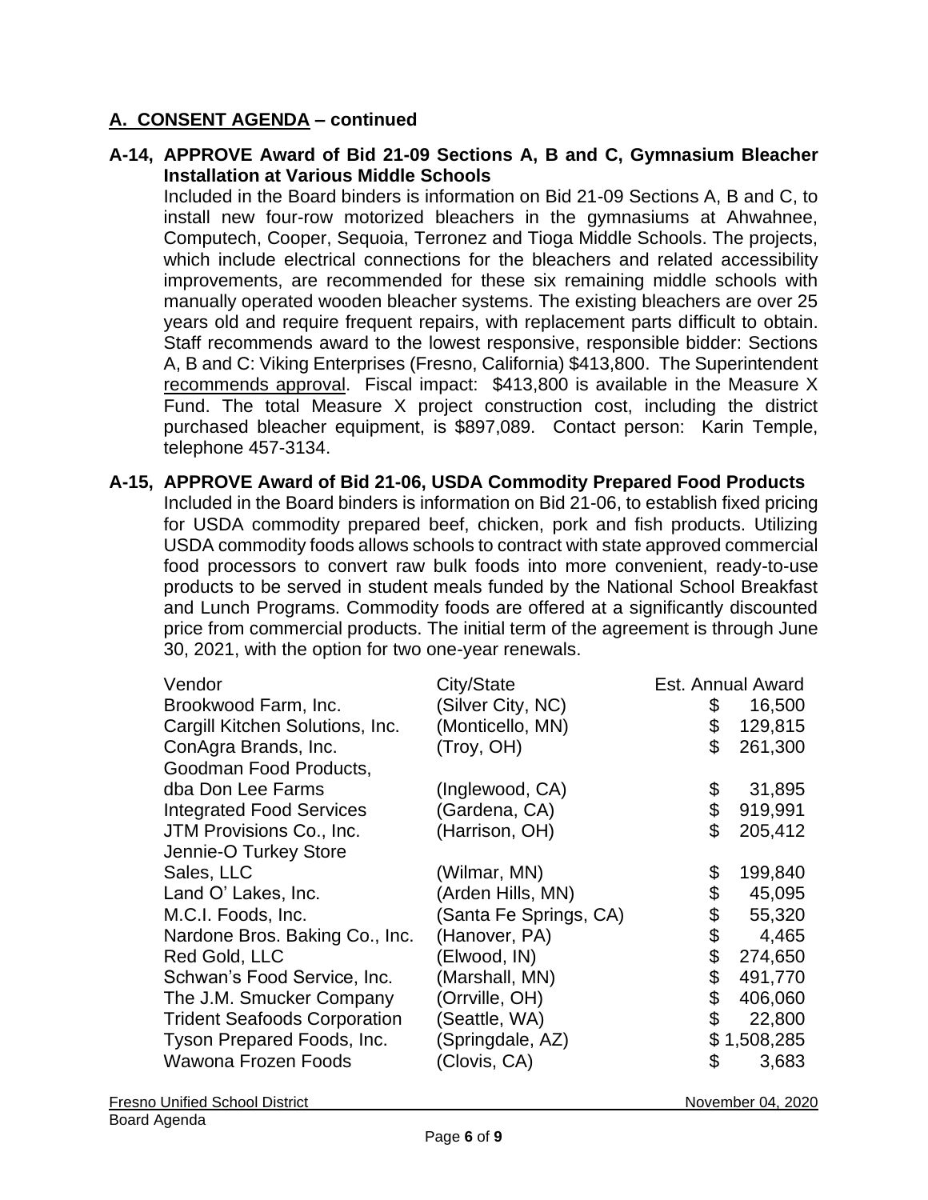## A. CONSENT AGENDA – continued

**A-14, APPROVE Award of Bid 21-09 Sections A, B and C, Gymnasium Bleacher Installation at Various Middle Schools**

Included in the Board binders is information on Bid 21-09 Sections A, B and C, to install new four-row motorized bleachers in the gymnasiums at Ahwahnee, Computech, Cooper, Sequoia, Terronez and Tioga Middle Schools. The projects, which include electrical connections for the bleachers and related accessibility improvements, are recommended for these six remaining middle schools with manually operated wooden bleacher systems. The existing bleachers are over 25 years old and require frequent repairs, with replacement parts difficult to obtain. Staff recommends award to the lowest responsive, responsible bidder: Sections A, B and C: Viking Enterprises (Fresno, California) $413,800. The Superintendent recommends approval. Fiscal impact: $413,800 is available in the Measure X Fund. The total Measure X project construction cost, including the district purchased bleacher equipment, is $897,089. Contact person: Karin Temple, telephone 457-3134.

**A-15, APPROVE Award of Bid 21-06, USDA Commodity Prepared Food Products**

Included in the Board binders is information on Bid 21-06, to establish fixed pricing for USDA commodity prepared beef, chicken, pork and fish products. Utilizing USDA commodity foods allows schools to contract with state approved commercial food processors to convert raw bulk foods into more convenient, ready-to-use products to be served in student meals funded by the National School Breakfast and Lunch Programs. Commodity foods are offered at a significantly discounted price from commercial products. The initial term of the agreement is through June 30, 2021, with the option for two one-year renewals.

| Vendor | City/State | Est. Annual Award |
|---|---|---|
| Brookwood Farm, Inc. | (Silver City, NC) | $ 16,500 |
| Cargill Kitchen Solutions, Inc. | (Monticello, MN) | $ 129,815 |
| ConAgra Brands, Inc. | (Troy, OH) | $ 261,300 |
| Goodman Food Products, dba Don Lee Farms | (Inglewood, CA) | $ 31,895 |
| Integrated Food Services | (Gardena, CA) | $ 919,991 |
| JTM Provisions Co., Inc. | (Harrison, OH) | $ 205,412 |
| Jennie-O Turkey Store Sales, LLC | (Wilmar, MN) | $ 199,840 |
| Land O' Lakes, Inc. | (Arden Hills, MN) | $ 45,095 |
| M.C.I. Foods, Inc. | (Santa Fe Springs, CA) | $ 55,320 |
| Nardone Bros. Baking Co., Inc. | (Hanover, PA) | $ 4,465 |
| Red Gold, LLC | (Elwood, IN) | $ 274,650 |
| Schwan's Food Service, Inc. | (Marshall, MN) | $ 491,770 |
| The J.M. Smucker Company | (Orrville, OH) | $ 406,060 |
| Trident Seafoods Corporation | (Seattle, WA) | $ 22,800 |
| Tyson Prepared Foods, Inc. | (Springdale, AZ) | $ 1,508,285 |
| Wawona Frozen Foods | (Clovis, CA) | $ 3,683 |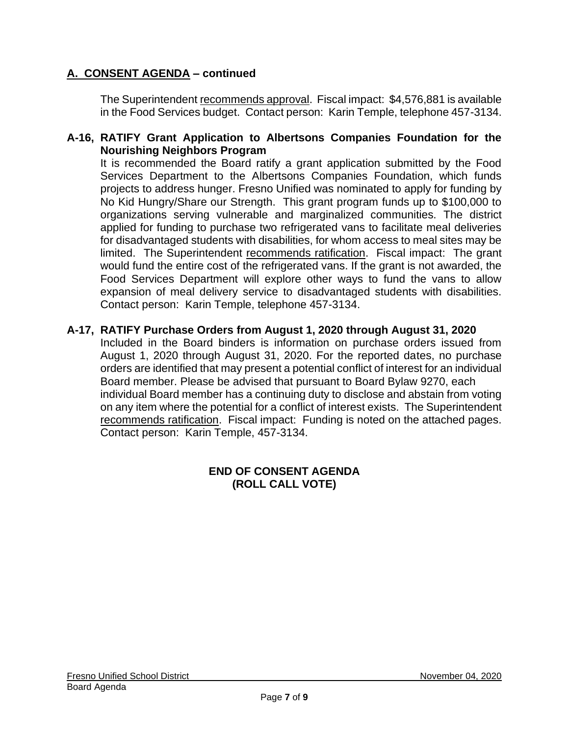## A. CONSENT AGENDA – continued

The Superintendent recommends approval. Fiscal impact: $4,576,881 is available in the Food Services budget. Contact person: Karin Temple, telephone 457-3134.

**A-16, RATIFY Grant Application to Albertsons Companies Foundation for the Nourishing Neighbors Program**

It is recommended the Board ratify a grant application submitted by the Food Services Department to the Albertsons Companies Foundation, which funds projects to address hunger. Fresno Unified was nominated to apply for funding by No Kid Hungry/Share our Strength. This grant program funds up to $100,000 to organizations serving vulnerable and marginalized communities. The district applied for funding to purchase two refrigerated vans to facilitate meal deliveries for disadvantaged students with disabilities, for whom access to meal sites may be limited. The Superintendent recommends ratification. Fiscal impact: The grant would fund the entire cost of the refrigerated vans. If the grant is not awarded, the Food Services Department will explore other ways to fund the vans to allow expansion of meal delivery service to disadvantaged students with disabilities. Contact person: Karin Temple, telephone 457-3134.

**A-17, RATIFY Purchase Orders from August 1, 2020 through August 31, 2020**

Included in the Board binders is information on purchase orders issued from August 1, 2020 through August 31, 2020. For the reported dates, no purchase orders are identified that may present a potential conflict of interest for an individual Board member. Please be advised that pursuant to Board Bylaw 9270, each individual Board member has a continuing duty to disclose and abstain from voting on any item where the potential for a conflict of interest exists. The Superintendent recommends ratification. Fiscal impact: Funding is noted on the attached pages. Contact person: Karin Temple, 457-3134.

**END OF CONSENT AGENDA**
**(ROLL CALL VOTE)**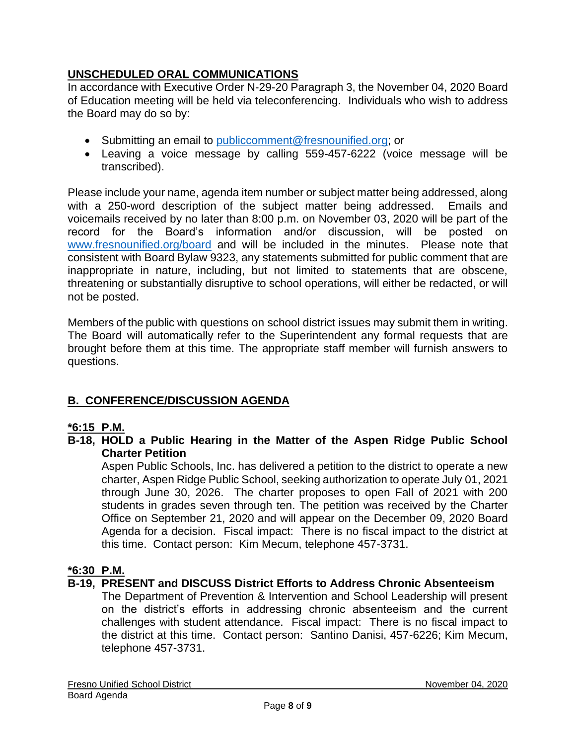## UNSCHEDULED ORAL COMMUNICATIONS

In accordance with Executive Order N-29-20 Paragraph 3, the November 04, 2020 Board of Education meeting will be held via teleconferencing. Individuals who wish to address the Board may do so by:

- Submitting an email to publiccomment@fresnounified.org; or
- Leaving a voice message by calling 559-457-6222 (voice message will be transcribed).

Please include your name, agenda item number or subject matter being addressed, along with a 250-word description of the subject matter being addressed. Emails and voicemails received by no later than 8:00 p.m. on November 03, 2020 will be part of the record for the Board's information and/or discussion, will be posted on www.fresnounified.org/board and will be included in the minutes. Please note that consistent with Board Bylaw 9323, any statements submitted for public comment that are inappropriate in nature, including, but not limited to, statements that are obscene, threatening or substantially disruptive to school operations, will either be redacted, or will not be posted.

Members of the public with questions on school district issues may submit them in writing. The Board will automatically refer to the Superintendent any formal requests that are brought before them at this time. The appropriate staff member will furnish answers to questions.

## B. CONFERENCE/DISCUSSION AGENDA

**\*6:15 P.M.**

**B-18, HOLD a Public Hearing in the Matter of the Aspen Ridge Public School Charter Petition**

Aspen Public Schools, Inc. has delivered a petition to the district to operate a new charter, Aspen Ridge Public School, seeking authorization to operate July 01, 2021 through June 30, 2026. The charter proposes to open Fall of 2021 with 200 students in grades seven through ten. The petition was received by the Charter Office on September 21, 2020 and will appear on the December 09, 2020 Board Agenda for a decision. Fiscal impact: There is no fiscal impact to the district at this time. Contact person: Kim Mecum, telephone 457-3731.

**\*6:30 P.M.**

**B-19, PRESENT and DISCUSS District Efforts to Address Chronic Absenteeism**

The Department of Prevention & Intervention and School Leadership will present on the district's efforts in addressing chronic absenteeism and the current challenges with student attendance. Fiscal impact: There is no fiscal impact to the district at this time. Contact person: Santino Danisi, 457-6226; Kim Mecum, telephone 457-3731.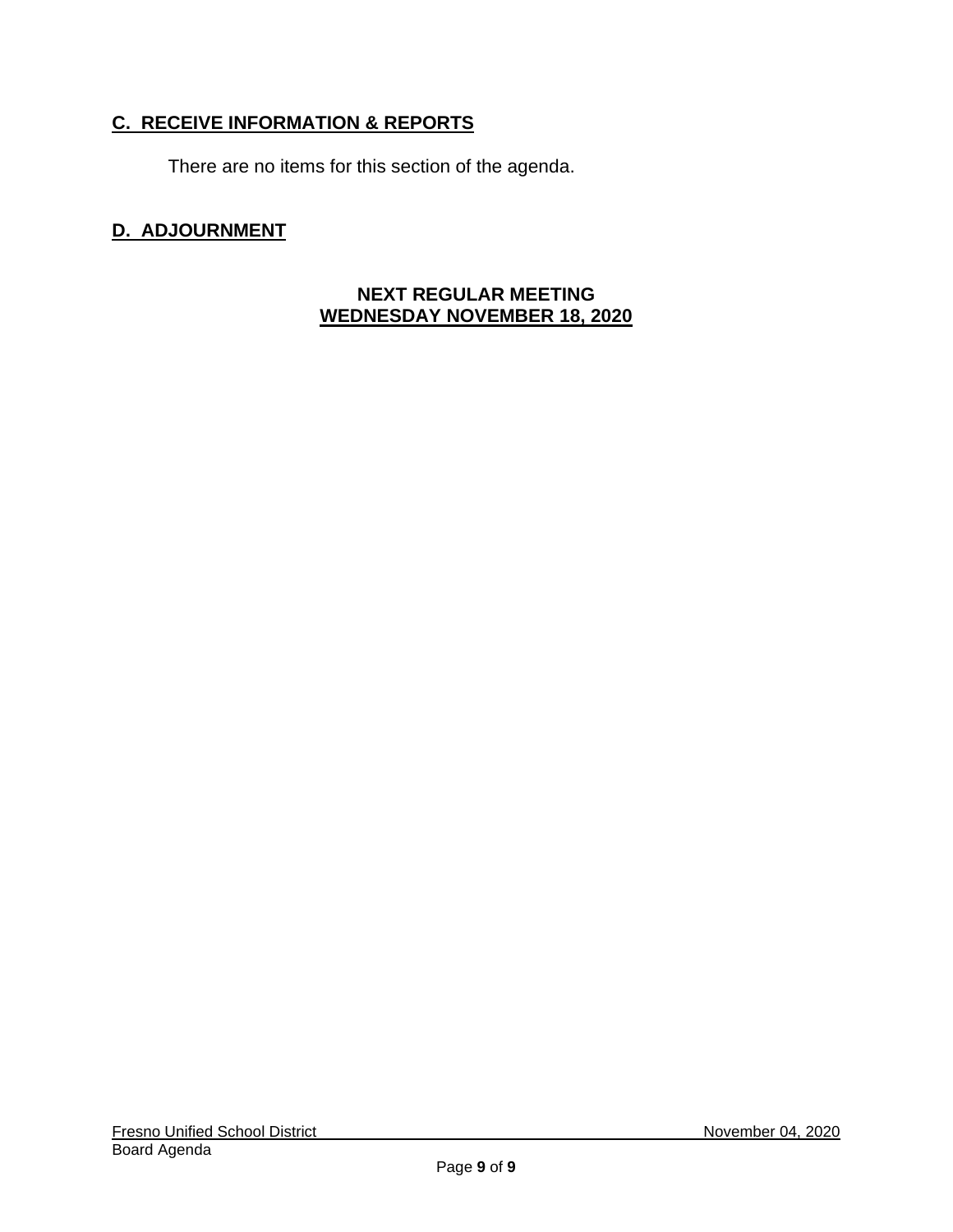## C. RECEIVE INFORMATION & REPORTS

There are no items for this section of the agenda.

## D. ADJOURNMENT

**NEXT REGULAR MEETING**
**WEDNESDAY NOVEMBER 18, 2020**